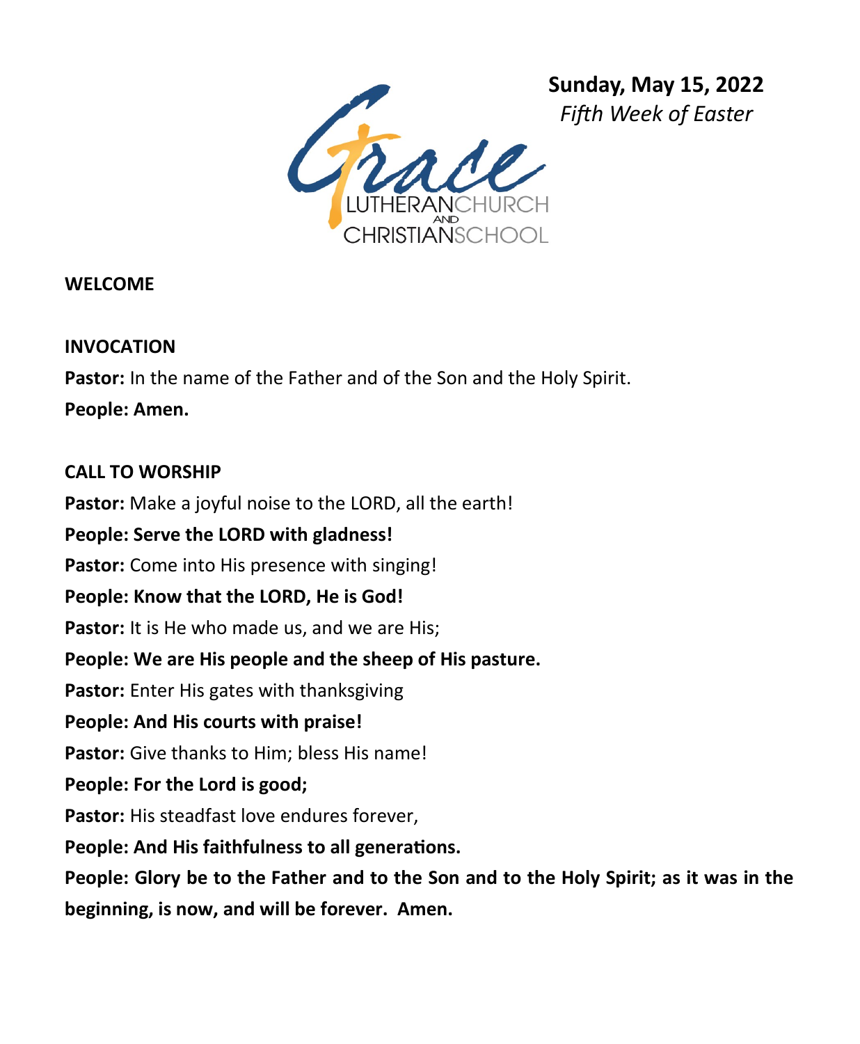**Sunday, May 15, 2022**
*Fifth Week of Easter*

Grace LUTHERAN CHURCH AND CHRISTIAN SCHOOL

**WELCOME**

**INVOCATION**

**Pastor:** In the name of the Father and of the Son and the Holy Spirit.

**People: Amen.**

**CALL TO WORSHIP**

**Pastor:** Make a joyful noise to the LORD, all the earth!

**People: Serve the LORD with gladness!**

**Pastor:** Come into His presence with singing!

**People: Know that the LORD, He is God!**

**Pastor:** It is He who made us, and we are His;

**People: We are His people and the sheep of His pasture.**

**Pastor:** Enter His gates with thanksgiving

**People: And His courts with praise!**

**Pastor:** Give thanks to Him; bless His name!

**People: For the Lord is good;**

**Pastor:** His steadfast love endures forever,

**People: And His faithfulness to all generations.**

**People: Glory be to the Father and to the Son and to the Holy Spirit; as it was in the beginning, is now, and will be forever. Amen.**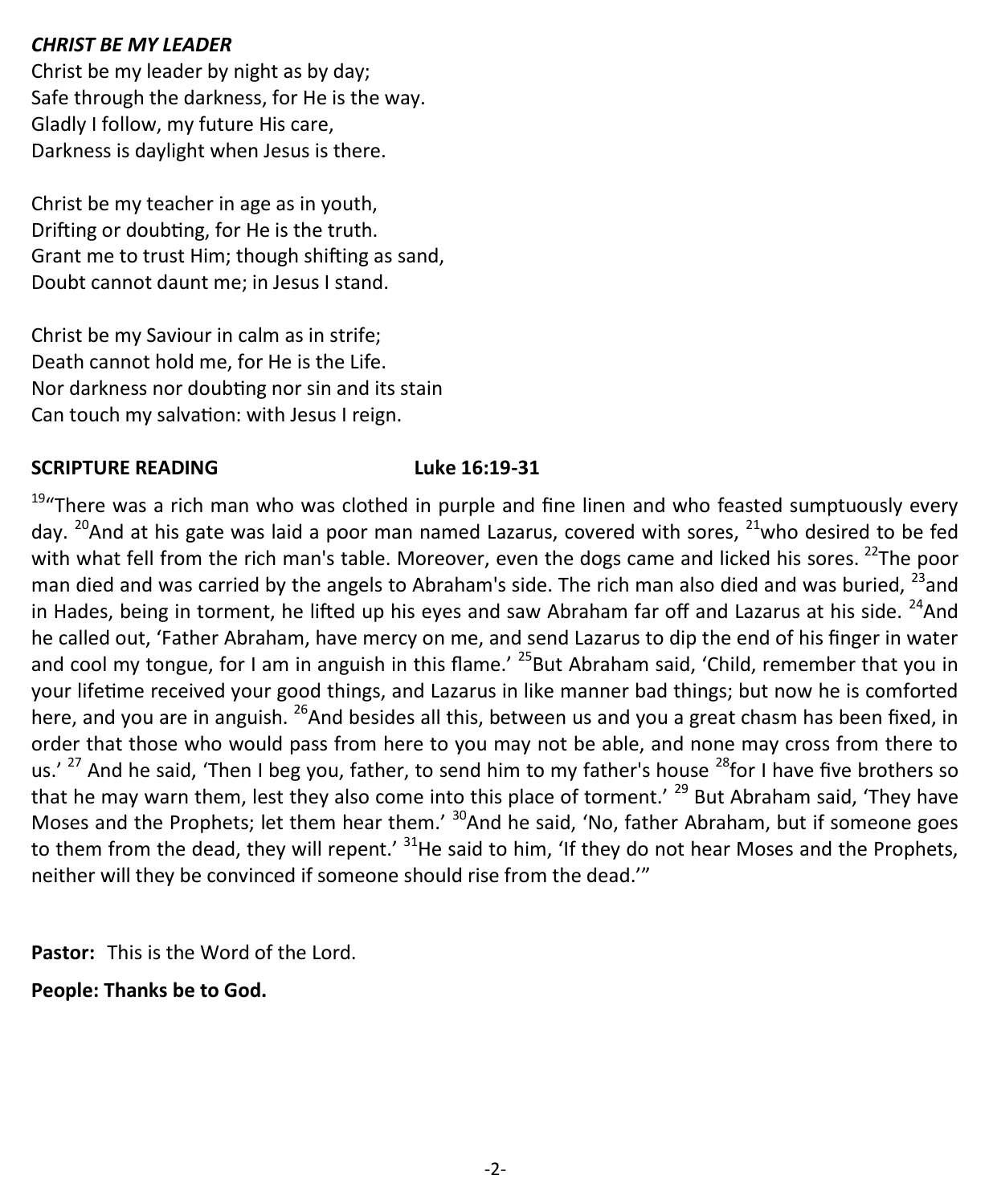### *CHRIST BE MY LEADER*

Christ be my leader by night as by day;
Safe through the darkness, for He is the way.
Gladly I follow, my future His care,
Darkness is daylight when Jesus is there.

Christ be my teacher in age as in youth,
Drifting or doubting, for He is the truth.
Grant me to trust Him; though shifting as sand,
Doubt cannot daunt me; in Jesus I stand.

Christ be my Saviour in calm as in strife;
Death cannot hold me, for He is the Life.
Nor darkness nor doubting nor sin and its stain
Can touch my salvation: with Jesus I reign.

**SCRIPTURE READING Luke 16:19-31**

[19]"There was a rich man who was clothed in purple and fine linen and who feasted sumptuously every day. [20]And at his gate was laid a poor man named Lazarus, covered with sores, [21]who desired to be fed with what fell from the rich man's table. Moreover, even the dogs came and licked his sores. [22]The poor man died and was carried by the angels to Abraham's side. The rich man also died and was buried, [23]and in Hades, being in torment, he lifted up his eyes and saw Abraham far off and Lazarus at his side. [24]And he called out, 'Father Abraham, have mercy on me, and send Lazarus to dip the end of his finger in water and cool my tongue, for I am in anguish in this flame.' [25]But Abraham said, 'Child, remember that you in your lifetime received your good things, and Lazarus in like manner bad things; but now he is comforted here, and you are in anguish. [26]And besides all this, between us and you a great chasm has been fixed, in order that those who would pass from here to you may not be able, and none may cross from there to us.' [27] And he said, 'Then I beg you, father, to send him to my father's house [28]for I have five brothers so that he may warn them, lest they also come into this place of torment.' [29] But Abraham said, 'They have Moses and the Prophets; let them hear them.' [30]And he said, 'No, father Abraham, but if someone goes to them from the dead, they will repent.' [31]He said to him, 'If they do not hear Moses and the Prophets, neither will they be convinced if someone should rise from the dead.'"

**Pastor:** This is the Word of the Lord.

**People: Thanks be to God.**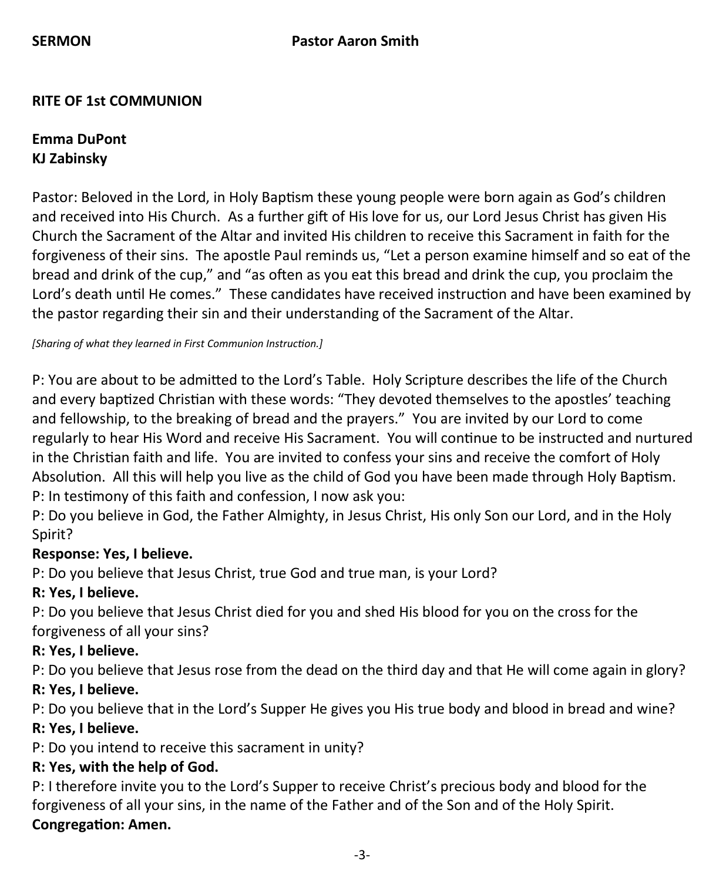**SERMON** **Pastor Aaron Smith**

**RITE OF 1st COMMUNION**

**Emma DuPont**
**KJ Zabinsky**

Pastor: Beloved in the Lord, in Holy Baptism these young people were born again as God's children and received into His Church. As a further gift of His love for us, our Lord Jesus Christ has given His Church the Sacrament of the Altar and invited His children to receive this Sacrament in faith for the forgiveness of their sins. The apostle Paul reminds us, "Let a person examine himself and so eat of the bread and drink of the cup," and "as often as you eat this bread and drink the cup, you proclaim the Lord's death until He comes." These candidates have received instruction and have been examined by the pastor regarding their sin and their understanding of the Sacrament of the Altar.

*[Sharing of what they learned in First Communion Instruction.]*

P: You are about to be admitted to the Lord's Table. Holy Scripture describes the life of the Church and every baptized Christian with these words: "They devoted themselves to the apostles' teaching and fellowship, to the breaking of bread and the prayers." You are invited by our Lord to come regularly to hear His Word and receive His Sacrament. You will continue to be instructed and nurtured in the Christian faith and life. You are invited to confess your sins and receive the comfort of Holy Absolution. All this will help you live as the child of God you have been made through Holy Baptism.
P: In testimony of this faith and confession, I now ask you:
P: Do you believe in God, the Father Almighty, in Jesus Christ, His only Son our Lord, and in the Holy Spirit?
**Response: Yes, I believe.**
P: Do you believe that Jesus Christ, true God and true man, is your Lord?
**R: Yes, I believe.**
P: Do you believe that Jesus Christ died for you and shed His blood for you on the cross for the forgiveness of all your sins?
**R: Yes, I believe.**
P: Do you believe that Jesus rose from the dead on the third day and that He will come again in glory?
**R: Yes, I believe.**
P: Do you believe that in the Lord's Supper He gives you His true body and blood in bread and wine?
**R: Yes, I believe.**
P: Do you intend to receive this sacrament in unity?
**R: Yes, with the help of God.**
P: I therefore invite you to the Lord's Supper to receive Christ's precious body and blood for the forgiveness of all your sins, in the name of the Father and of the Son and of the Holy Spirit.
**Congregation: Amen.**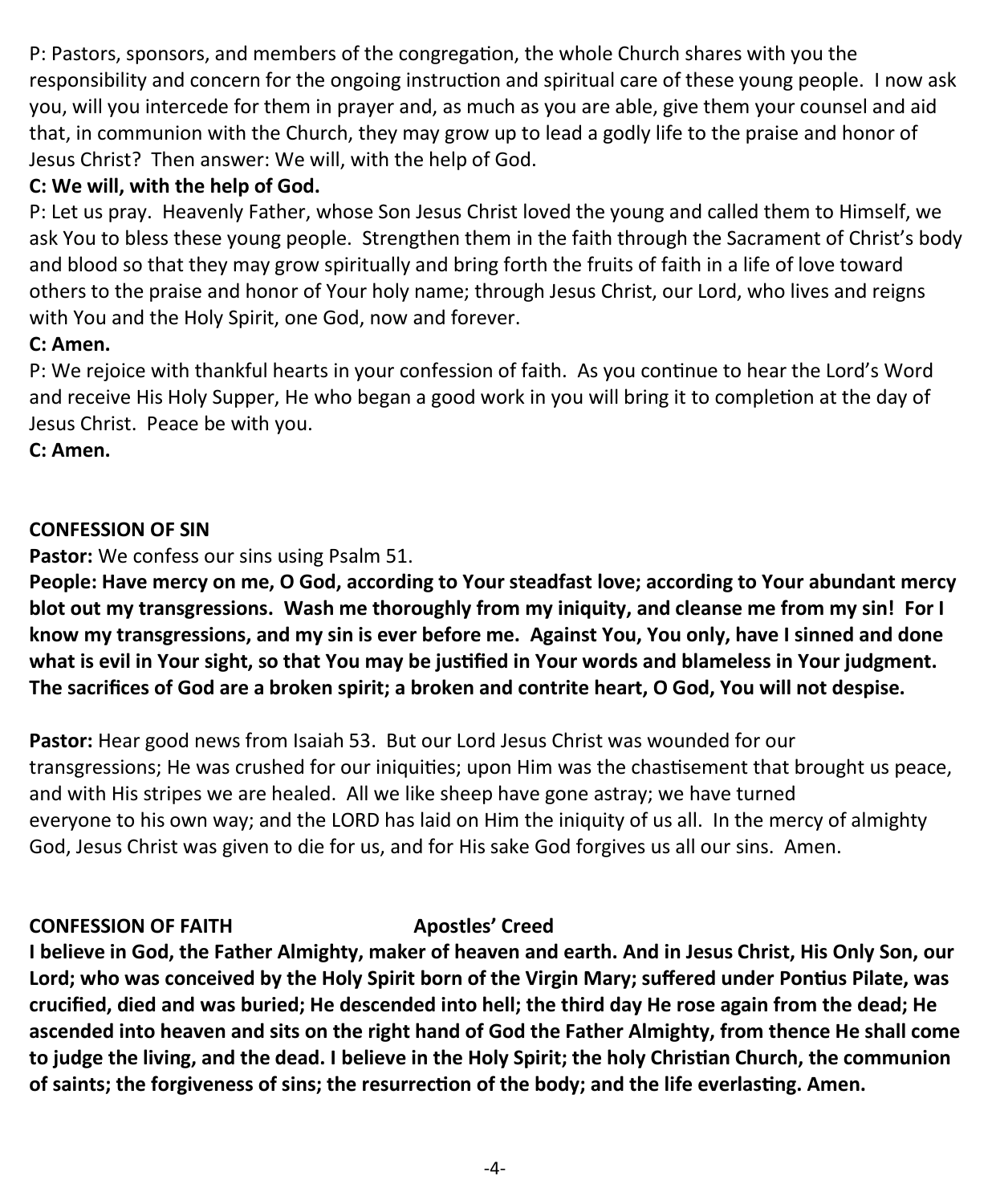P: Pastors, sponsors, and members of the congregation, the whole Church shares with you the responsibility and concern for the ongoing instruction and spiritual care of these young people. I now ask you, will you intercede for them in prayer and, as much as you are able, give them your counsel and aid that, in communion with the Church, they may grow up to lead a godly life to the praise and honor of Jesus Christ? Then answer: We will, with the help of God.

**C: We will, with the help of God.**

P: Let us pray. Heavenly Father, whose Son Jesus Christ loved the young and called them to Himself, we ask You to bless these young people. Strengthen them in the faith through the Sacrament of Christ's body and blood so that they may grow spiritually and bring forth the fruits of faith in a life of love toward others to the praise and honor of Your holy name; through Jesus Christ, our Lord, who lives and reigns with You and the Holy Spirit, one God, now and forever.

**C: Amen.**

P: We rejoice with thankful hearts in your confession of faith. As you continue to hear the Lord's Word and receive His Holy Supper, He who began a good work in you will bring it to completion at the day of Jesus Christ. Peace be with you.

**C: Amen.**

**CONFESSION OF SIN**

**Pastor:** We confess our sins using Psalm 51.

**People: Have mercy on me, O God, according to Your steadfast love; according to Your abundant mercy blot out my transgressions. Wash me thoroughly from my iniquity, and cleanse me from my sin! For I know my transgressions, and my sin is ever before me. Against You, You only, have I sinned and done what is evil in Your sight, so that You may be justified in Your words and blameless in Your judgment. The sacrifices of God are a broken spirit; a broken and contrite heart, O God, You will not despise.**

**Pastor:** Hear good news from Isaiah 53. But our Lord Jesus Christ was wounded for our transgressions; He was crushed for our iniquities; upon Him was the chastisement that brought us peace, and with His stripes we are healed. All we like sheep have gone astray; we have turned everyone to his own way; and the LORD has laid on Him the iniquity of us all. In the mercy of almighty God, Jesus Christ was given to die for us, and for His sake God forgives us all our sins. Amen.

**CONFESSION OF FAITH Apostles' Creed**

**I believe in God, the Father Almighty, maker of heaven and earth. And in Jesus Christ, His Only Son, our Lord; who was conceived by the Holy Spirit born of the Virgin Mary; suffered under Pontius Pilate, was crucified, died and was buried; He descended into hell; the third day He rose again from the dead; He ascended into heaven and sits on the right hand of God the Father Almighty, from thence He shall come to judge the living, and the dead. I believe in the Holy Spirit; the holy Christian Church, the communion of saints; the forgiveness of sins; the resurrection of the body; and the life everlasting. Amen.**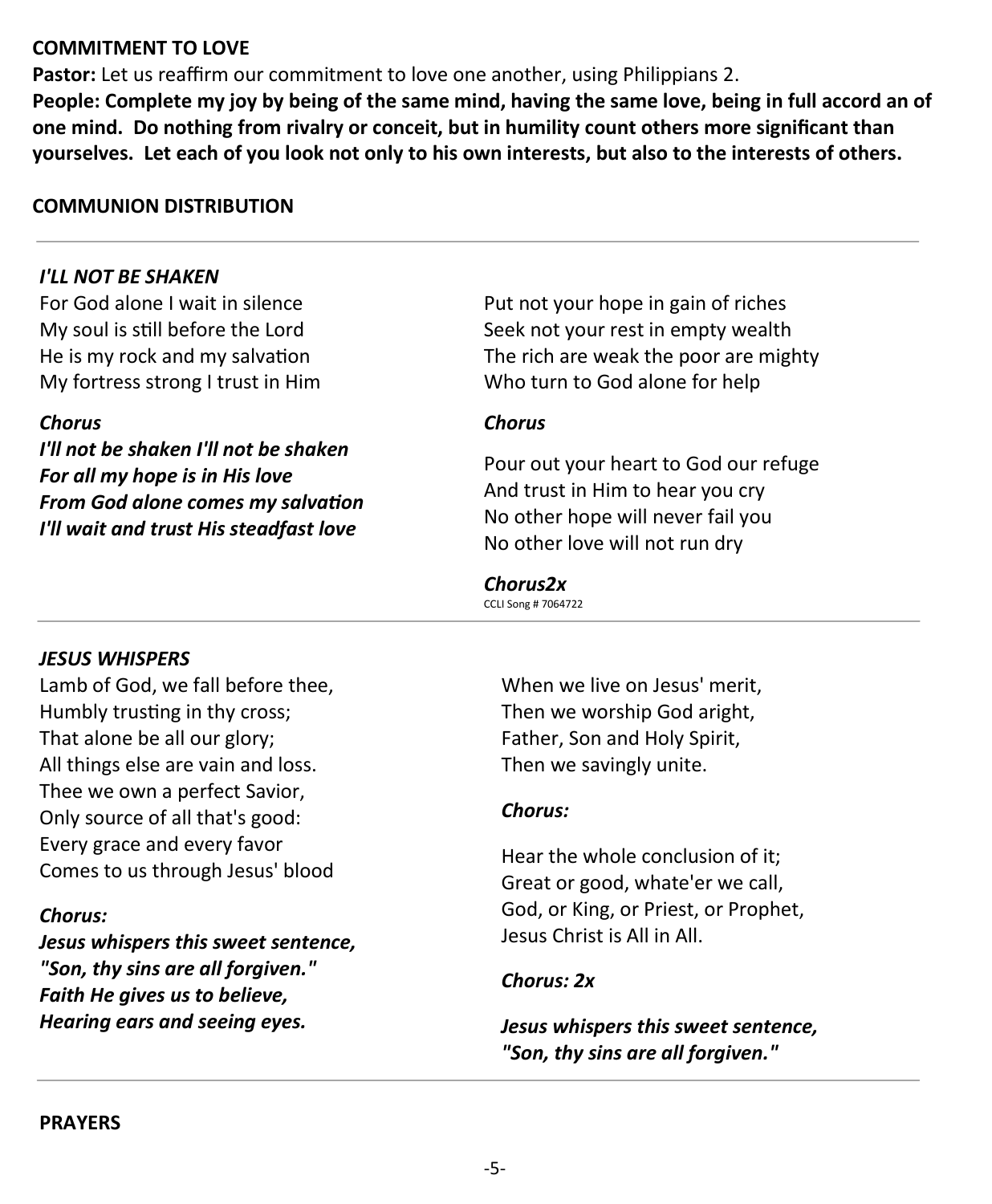**COMMITMENT TO LOVE**

**Pastor:** Let us reaffirm our commitment to love one another, using Philippians 2.

**People: Complete my joy by being of the same mind, having the same love, being in full accord an of one mind. Do nothing from rivalry or conceit, but in humility count others more significant than yourselves. Let each of you look not only to his own interests, but also to the interests of others.**

**COMMUNION DISTRIBUTION**

---

***I'LL NOT BE SHAKEN***

For God alone I wait in silence
My soul is still before the Lord
He is my rock and my salvation
My fortress strong I trust in Him

***Chorus***

***I'll not be shaken I'll not be shaken***
***For all my hope is in His love***
***From God alone comes my salvation***
***I'll wait and trust His steadfast love***

Put not your hope in gain of riches
Seek not your rest in empty wealth
The rich are weak the poor are mighty
Who turn to God alone for help

***Chorus***

Pour out your heart to God our refuge
And trust in Him to hear you cry
No other hope will never fail you
No other love will not run dry

***Chorus2x***

CCLI Song # 7064722

---

***JESUS WHISPERS***

Lamb of God, we fall before thee,
Humbly trusting in thy cross;
That alone be all our glory;
All things else are vain and loss.
Thee we own a perfect Savior,
Only source of all that's good:
Every grace and every favor
Comes to us through Jesus' blood

***Chorus:***

***Jesus whispers this sweet sentence,***
***"Son, thy sins are all forgiven."***
***Faith He gives us to believe,***
***Hearing ears and seeing eyes.***

When we live on Jesus' merit,
Then we worship God aright,
Father, Son and Holy Spirit,
Then we savingly unite.

***Chorus:***

Hear the whole conclusion of it;
Great or good, whate'er we call,
God, or King, or Priest, or Prophet,
Jesus Christ is All in All.

***Chorus: 2x***

***Jesus whispers this sweet sentence,***
***"Son, thy sins are all forgiven."***

---

**PRAYERS**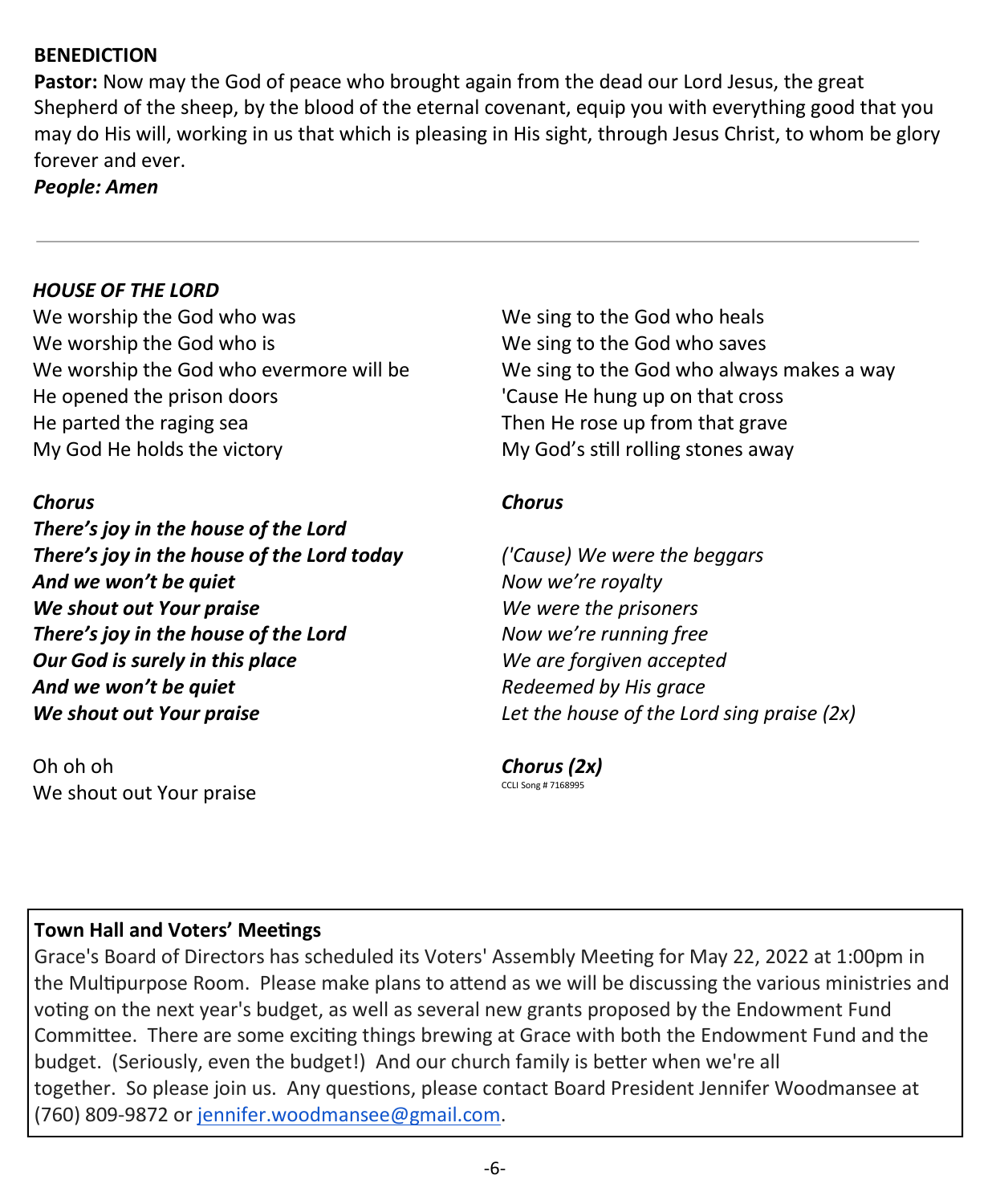**BENEDICTION**

**Pastor:** Now may the God of peace who brought again from the dead our Lord Jesus, the great Shepherd of the sheep, by the blood of the eternal covenant, equip you with everything good that you may do His will, working in us that which is pleasing in His sight, through Jesus Christ, to whom be glory forever and ever.

***People: Amen***

---

***HOUSE OF THE LORD***

We worship the God who was
We worship the God who is
We worship the God who evermore will be
He opened the prison doors
He parted the raging sea
My God He holds the victory

***Chorus***
***There's joy in the house of the Lord***
***There's joy in the house of the Lord today***
***And we won't be quiet***
***We shout out Your praise***
***There's joy in the house of the Lord***
***Our God is surely in this place***
***And we won't be quiet***
***We shout out Your praise***

Oh oh oh
We shout out Your praise

We sing to the God who heals
We sing to the God who saves
We sing to the God who always makes a way
'Cause He hung up on that cross
Then He rose up from that grave
My God's still rolling stones away

***Chorus***

*('Cause) We were the beggars*
*Now we're royalty*
*We were the prisoners*
*Now we're running free*
*We are forgiven accepted*
*Redeemed by His grace*
*Let the house of the Lord sing praise (2x)*

***Chorus (2x)***

CCLI Song # 7168995

**Town Hall and Voters' Meetings**

Grace's Board of Directors has scheduled its Voters' Assembly Meeting for May 22, 2022 at 1:00pm in the Multipurpose Room. Please make plans to attend as we will be discussing the various ministries and voting on the next year's budget, as well as several new grants proposed by the Endowment Fund Committee. There are some exciting things brewing at Grace with both the Endowment Fund and the budget. (Seriously, even the budget!) And our church family is better when we're all together. So please join us. Any questions, please contact Board President Jennifer Woodmansee at (760) 809-9872 or jennifer.woodmansee@gmail.com.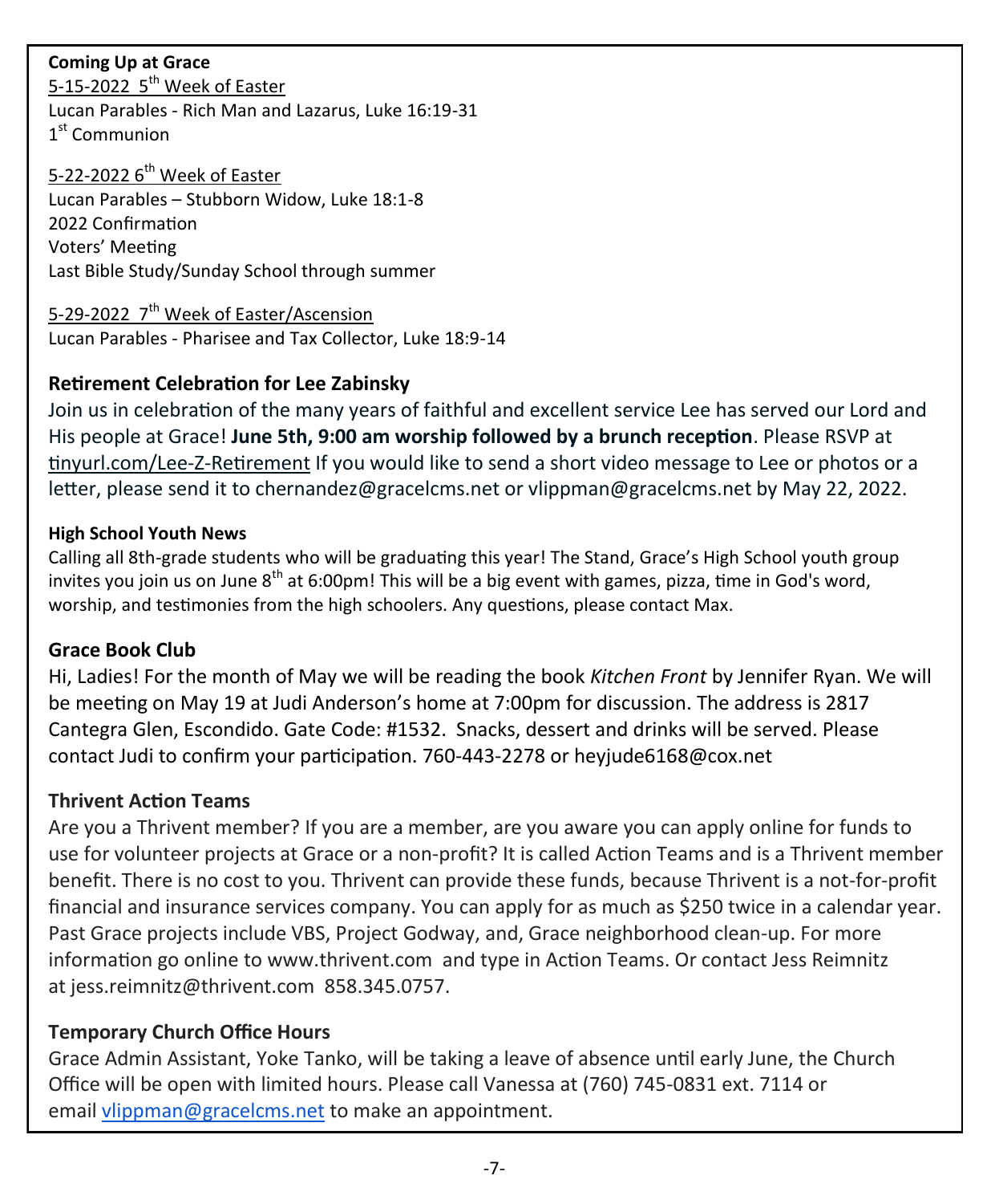**Coming Up at Grace**

5-15-2022 5th Week of Easter
Lucan Parables - Rich Man and Lazarus, Luke 16:19-31
1st Communion

5-22-2022 6th Week of Easter
Lucan Parables – Stubborn Widow, Luke 18:1-8
2022 Confirmation
Voters' Meeting
Last Bible Study/Sunday School through summer

5-29-2022 7th Week of Easter/Ascension
Lucan Parables - Pharisee and Tax Collector, Luke 18:9-14

## Retirement Celebration for Lee Zabinsky

Join us in celebration of the many years of faithful and excellent service Lee has served our Lord and His people at Grace! **June 5th, 9:00 am worship followed by a brunch reception**. Please RSVP at tinyurl.com/Lee-Z-Retirement If you would like to send a short video message to Lee or photos or a letter, please send it to chernandez@gracelcms.net or vlippman@gracelcms.net by May 22, 2022.

### High School Youth News

Calling all 8th-grade students who will be graduating this year! The Stand, Grace's High School youth group invites you join us on June 8th at 6:00pm! This will be a big event with games, pizza, time in God's word, worship, and testimonies from the high schoolers. Any questions, please contact Max.

## Grace Book Club

Hi, Ladies! For the month of May we will be reading the book *Kitchen Front* by Jennifer Ryan. We will be meeting on May 19 at Judi Anderson's home at 7:00pm for discussion. The address is 2817 Cantegra Glen, Escondido. Gate Code: #1532. Snacks, dessert and drinks will be served. Please contact Judi to confirm your participation. 760-443-2278 or heyjude6168@cox.net

## Thrivent Action Teams

Are you a Thrivent member? If you are a member, are you aware you can apply online for funds to use for volunteer projects at Grace or a non-profit? It is called Action Teams and is a Thrivent member benefit. There is no cost to you. Thrivent can provide these funds, because Thrivent is a not-for-profit financial and insurance services company. You can apply for as much as $250 twice in a calendar year. Past Grace projects include VBS, Project Godway, and, Grace neighborhood clean-up. For more information go online to www.thrivent.com and type in Action Teams. Or contact Jess Reimnitz at jess.reimnitz@thrivent.com 858.345.0757.

## Temporary Church Office Hours

Grace Admin Assistant, Yoke Tanko, will be taking a leave of absence until early June, the Church Office will be open with limited hours. Please call Vanessa at (760) 745-0831 ext. 7114 or email vlippman@gracelcms.net to make an appointment.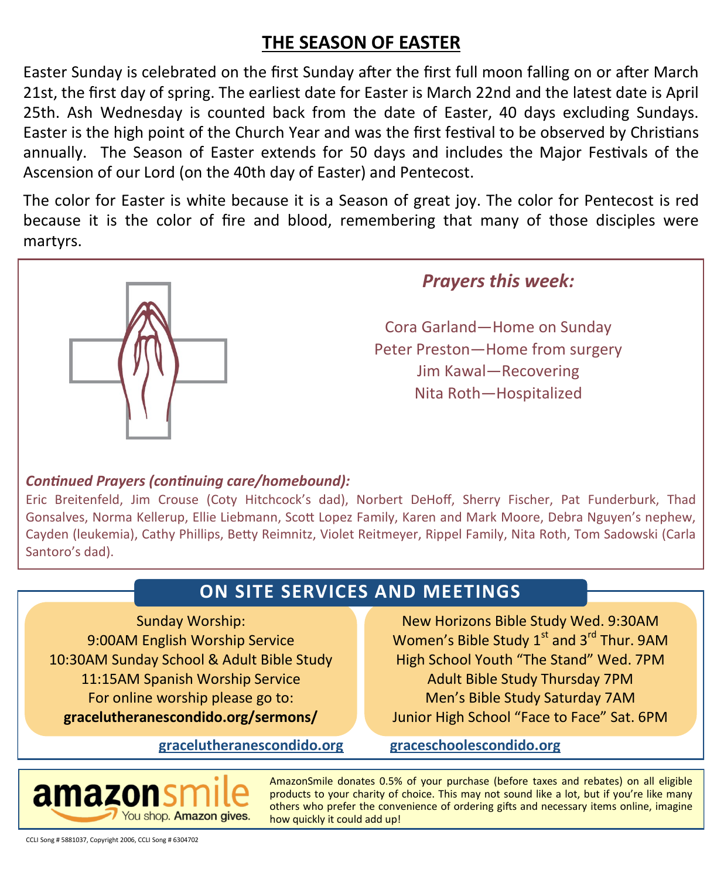# THE SEASON OF EASTER

Easter Sunday is celebrated on the first Sunday after the first full moon falling on or after March 21st, the first day of spring. The earliest date for Easter is March 22nd and the latest date is April 25th. Ash Wednesday is counted back from the date of Easter, 40 days excluding Sundays. Easter is the high point of the Church Year and was the first festival to be observed by Christians annually. The Season of Easter extends for 50 days and includes the Major Festivals of the Ascension of our Lord (on the 40th day of Easter) and Pentecost.

The color for Easter is white because it is a Season of great joy. The color for Pentecost is red because it is the color of fire and blood, remembering that many of those disciples were martyrs.

## *Prayers this week:*

Cora Garland—Home on Sunday
Peter Preston—Home from surgery
Jim Kawal—Recovering
Nita Roth—Hospitalized

***Continued Prayers (continuing care/homebound):***

Eric Breitenfeld, Jim Crouse (Coty Hitchcock's dad), Norbert DeHoff, Sherry Fischer, Pat Funderburk, Thad Gonsalves, Norma Kellerup, Ellie Liebmann, Scott Lopez Family, Karen and Mark Moore, Debra Nguyen's nephew, Cayden (leukemia), Cathy Phillips, Betty Reimnitz, Violet Reitmeyer, Rippel Family, Nita Roth, Tom Sadowski (Carla Santoro's dad).

## ON SITE SERVICES AND MEETINGS

Sunday Worship:
9:00AM English Worship Service
10:30AM Sunday School & Adult Bible Study
11:15AM Spanish Worship Service
For online worship please go to:
**gracelutheranescondido.org/sermons/**

New Horizons Bible Study Wed. 9:30AM
Women's Bible Study 1st and 3rd Thur. 9AM
High School Youth "The Stand" Wed. 7PM
Adult Bible Study Thursday 7PM
Men's Bible Study Saturday 7AM
Junior High School "Face to Face" Sat. 6PM

**gracelutheranescondido.org** **graceschoolescondido.org**

amazonsmile — You shop. Amazon gives.

AmazonSmile donates 0.5% of your purchase (before taxes and rebates) on all eligible products to your charity of choice. This may not sound like a lot, but if you're like many others who prefer the convenience of ordering gifts and necessary items online, imagine how quickly it could add up!

CCLI Song # 5881037, Copyright 2006, CCLI Song # 6304702